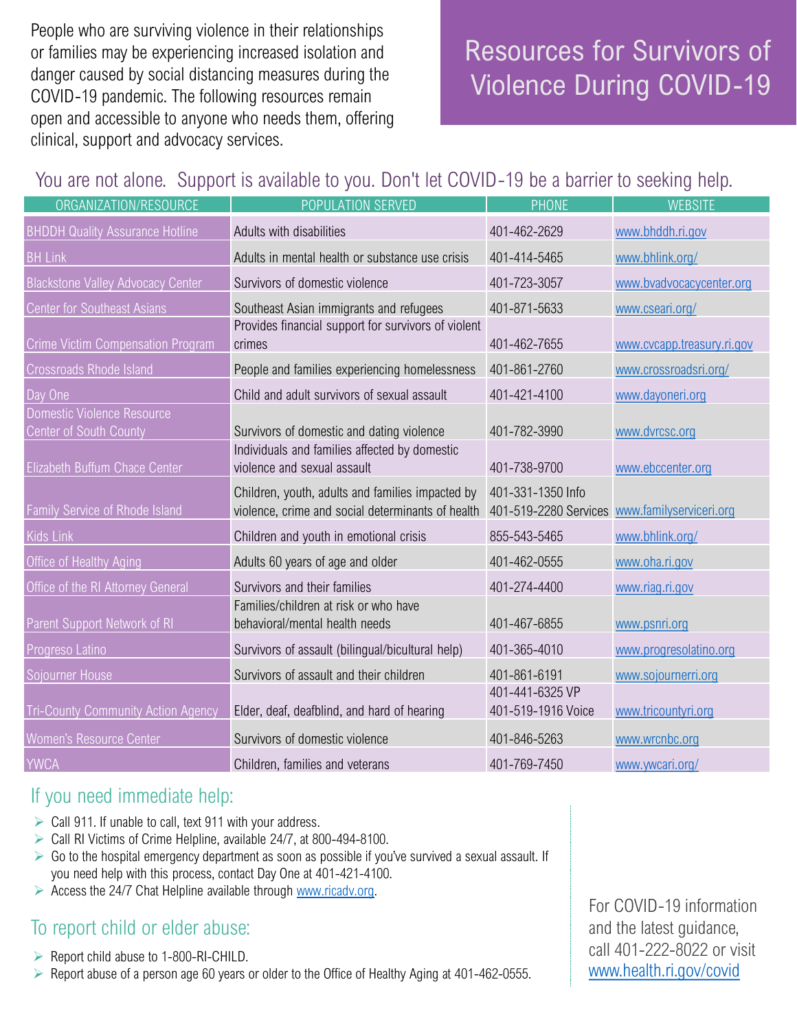# Resources for Survivors of Violence During COVID-19

People who are surviving violence in their relationships or families may be experiencing increased isolation and danger caused by social distancing measures during the COVID-19 pandemic. The following resources remain open and accessible to anyone who needs them, offering clinical, support and advocacy services.

## You are not alone. Support is available to you. Don't let COVID-19 be a barrier to seeking help.

| ORGANIZATION/RESOURCE | POPULATION SERVED | PHONE | WEBSITE |
|---|---|---|---|
| BHDDH Quality Assurance Hotline | Adults with disabilities | 401-462-2629 | www.bhddh.ri.gov |
| BH Link | Adults in mental health or substance use crisis | 401-414-5465 | www.bhlink.org/ |
| Blackstone Valley Advocacy Center | Survivors of domestic violence | 401-723-3057 | www.bvadvocacycenter.org |
| Center for Southeast Asians | Southeast Asian immigrants and refugees | 401-871-5633 | www.cseari.org/ |
| Crime Victim Compensation Program | Provides financial support for survivors of violent crimes | 401-462-7655 | www.cvcapp.treasury.ri.gov |
| Crossroads Rhode Island | People and families experiencing homelessness | 401-861-2760 | www.crossroadsri.org/ |
| Day One | Child and adult survivors of sexual assault | 401-421-4100 | www.dayoneri.org |
| Domestic Violence Resource Center of South County | Survivors of domestic and dating violence | 401-782-3990 | www.dvrcsc.org |
| Elizabeth Buffum Chace Center | Individuals and families affected by domestic violence and sexual assault | 401-738-9700 | www.ebccenter.org |
| Family Service of Rhode Island | Children, youth, adults and families impacted by violence, crime and social determinants of health | 401-331-1350 Info<br>401-519-2280 Services | www.familyserviceri.org |
| Kids Link | Children and youth in emotional crisis | 855-543-5465 | www.bhlink.org/ |
| Office of Healthy Aging | Adults 60 years of age and older | 401-462-0555 | www.oha.ri.gov |
| Office of the RI Attorney General | Survivors and their families | 401-274-4400 | www.riag.ri.gov |
| Parent Support Network of RI | Families/children at risk or who have behavioral/mental health needs | 401-467-6855 | www.psnri.org |
| Progreso Latino | Survivors of assault (bilingual/bicultural help) | 401-365-4010 | www.progresolatino.org |
| Sojourner House | Survivors of assault and their children | 401-861-6191 | www.sojournerri.org |
| Tri-County Community Action Agency | Elder, deaf, deafblind, and hard of hearing | 401-441-6325 VP<br>401-519-1916 Voice | www.tricountyri.org |
| Women's Resource Center | Survivors of domestic violence | 401-846-5263 | www.wrcnbc.org |
| YWCA | Children, families and veterans | 401-769-7450 | www.ywcari.org/ |

## If you need immediate help:

- Call 911. If unable to call, text 911 with your address.
- Call RI Victims of Crime Helpline, available 24/7, at 800-494-8100.
- Go to the hospital emergency department as soon as possible if you've survived a sexual assault. If you need help with this process, contact Day One at 401-421-4100.
- Access the 24/7 Chat Helpline available through www.ricadv.org.

## To report child or elder abuse:

- Report child abuse to 1-800-RI-CHILD.
- Report abuse of a person age 60 years or older to the Office of Healthy Aging at 401-462-0555.

For COVID-19 information and the latest guidance, call 401-222-8022 or visit www.health.ri.gov/covid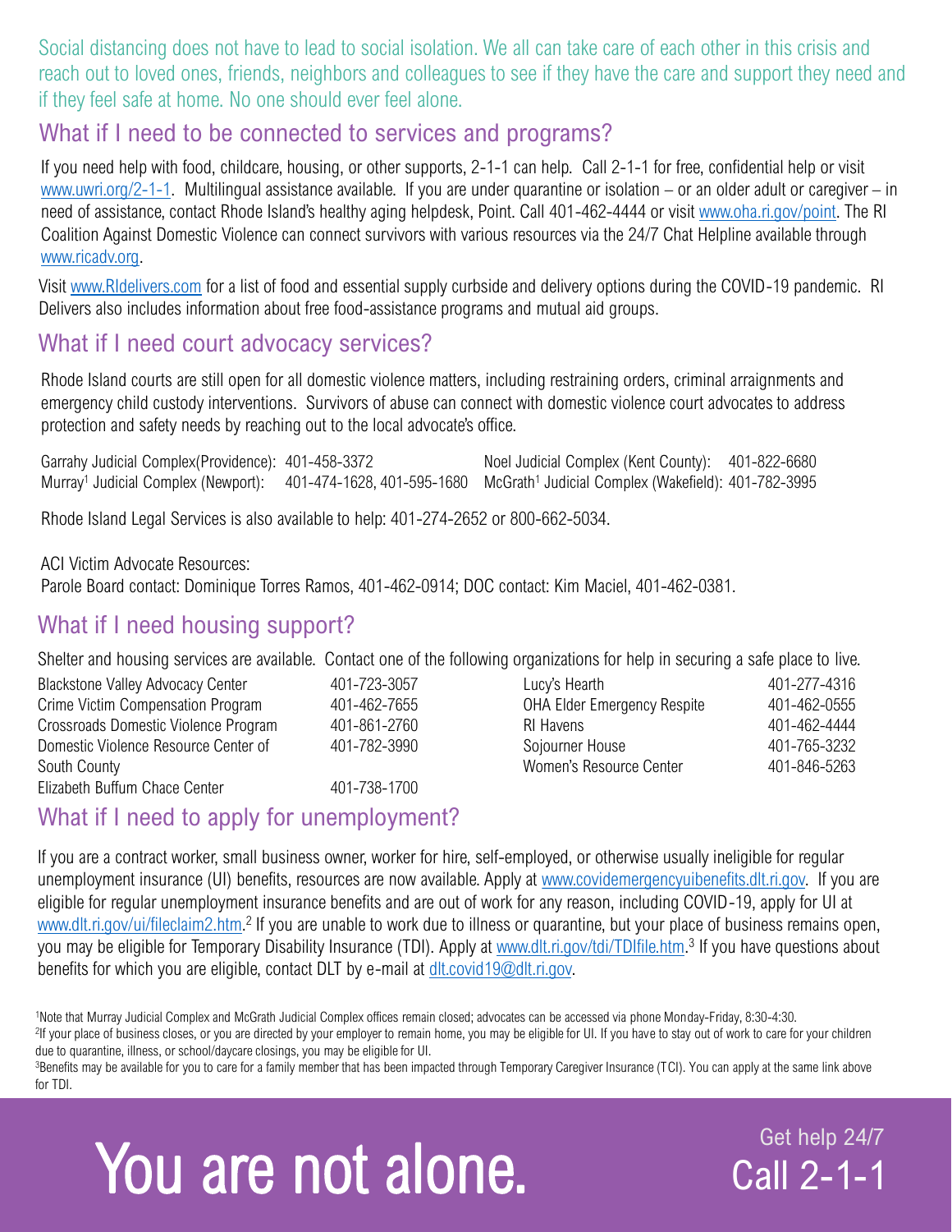Social distancing does not have to lead to social isolation. We all can take care of each other in this crisis and reach out to loved ones, friends, neighbors and colleagues to see if they have the care and support they need and if they feel safe at home. No one should ever feel alone.

## What if I need to be connected to services and programs?

If you need help with food, childcare, housing, or other supports, 2-1-1 can help. Call 2-1-1 for free, confidential help or visit www.uwri.org/2-1-1. Multilingual assistance available. If you are under quarantine or isolation – or an older adult or caregiver – in need of assistance, contact Rhode Island's healthy aging helpdesk, Point. Call 401-462-4444 or visit www.oha.ri.gov/point. The RI Coalition Against Domestic Violence can connect survivors with various resources via the 24/7 Chat Helpline available through www.ricadv.org.

Visit www.RIdelivers.com for a list of food and essential supply curbside and delivery options during the COVID-19 pandemic. RI Delivers also includes information about free food-assistance programs and mutual aid groups.

## What if I need court advocacy services?

Rhode Island courts are still open for all domestic violence matters, including restraining orders, criminal arraignments and emergency child custody interventions. Survivors of abuse can connect with domestic violence court advocates to address protection and safety needs by reaching out to the local advocate's office.

| | | | |
|---|---|---|---|
| Garrahy Judicial Complex(Providence): | 401-458-3372 | Noel Judicial Complex (Kent County): | 401-822-6680 |
| Murray[1] Judicial Complex (Newport): | 401-474-1628, 401-595-1680 | McGrath[1] Judicial Complex (Wakefield): | 401-782-3995 |

Rhode Island Legal Services is also available to help: 401-274-2652 or 800-662-5034.

ACI Victim Advocate Resources:
Parole Board contact: Dominique Torres Ramos, 401-462-0914; DOC contact: Kim Maciel, 401-462-0381.

## What if I need housing support?

Shelter and housing services are available. Contact one of the following organizations for help in securing a safe place to live.

| | | | |
|---|---|---|---|
| Blackstone Valley Advocacy Center | 401-723-3057 | Lucy's Hearth | 401-277-4316 |
| Crime Victim Compensation Program | 401-462-7655 | OHA Elder Emergency Respite | 401-462-0555 |
| Crossroads Domestic Violence Program | 401-861-2760 | RI Havens | 401-462-4444 |
| Domestic Violence Resource Center of South County | 401-782-3990 | Sojourner House | 401-765-3232 |
| Elizabeth Buffum Chace Center | 401-738-1700 | Women's Resource Center | 401-846-5263 |

## What if I need to apply for unemployment?

If you are a contract worker, small business owner, worker for hire, self-employed, or otherwise usually ineligible for regular unemployment insurance (UI) benefits, resources are now available. Apply at www.covidemergencyuibenefits.dlt.ri.gov. If you are eligible for regular unemployment insurance benefits and are out of work for any reason, including COVID-19, apply for UI at www.dlt.ri.gov/ui/fileclaim2.htm.[2] If you are unable to work due to illness or quarantine, but your place of business remains open, you may be eligible for Temporary Disability Insurance (TDI). Apply at www.dlt.ri.gov/tdi/TDIfile.htm.[3] If you have questions about benefits for which you are eligible, contact DLT by e-mail at dlt.covid19@dlt.ri.gov.

[1]Note that Murray Judicial Complex and McGrath Judicial Complex offices remain closed; advocates can be accessed via phone Monday-Friday, 8:30-4:30.
[2]If your place of business closes, or you are directed by your employer to remain home, you may be eligible for UI. If you have to stay out of work to care for your children due to quarantine, illness, or school/daycare closings, you may be eligible for UI.
[3]Benefits may be available for you to care for a family member that has been impacted through Temporary Caregiver Insurance (TCI). You can apply at the same link above for TDI.

# You are not alone.

Get help 24/7
Call 2-1-1